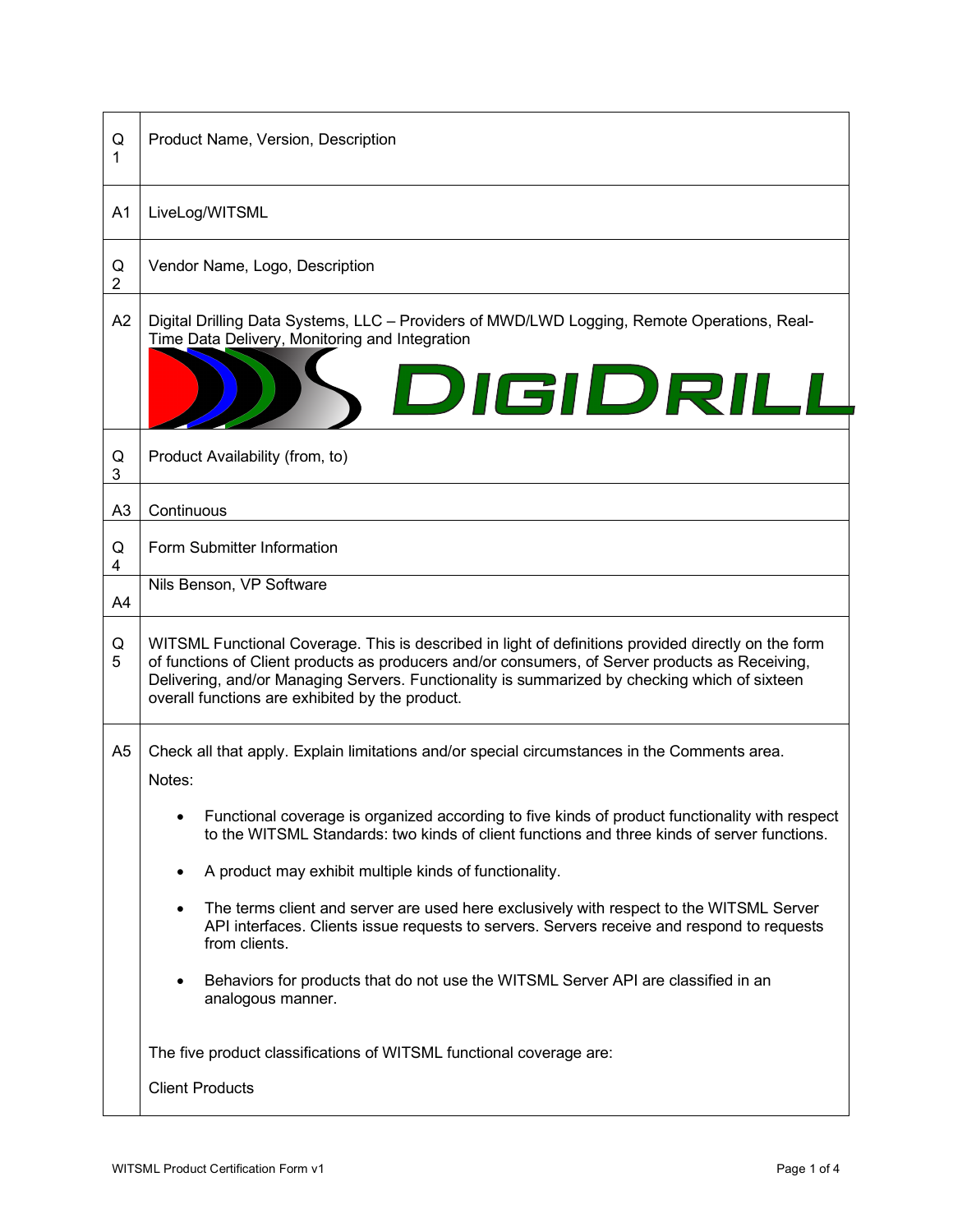| | |
|---|---|
| Q 1 | Product Name, Version, Description |
| A1 | LiveLog/WITSML |
| Q 2 | Vendor Name, Logo, Description |
| A2 | Digital Drilling Data Systems, LLC – Providers of MWD/LWD Logging, Remote Operations, Real-Time Data Delivery, Monitoring and Integration<br>DIGIDRILL |
| Q 3 | Product Availability (from, to) |
| A3 | Continuous |
| Q 4 | Form Submitter Information |
| A4 | Nils Benson, VP Software |
| Q 5 | WITSML Functional Coverage. This is described in light of definitions provided directly on the form of functions of Client products as producers and/or consumers, of Server products as Receiving, Delivering, and/or Managing Servers. Functionality is summarized by checking which of sixteen overall functions are exhibited by the product. |
| A5 | Check all that apply. Explain limitations and/or special circumstances in the Comments area.<br>Notes:<br>• Functional coverage is organized according to five kinds of product functionality with respect to the WITSML Standards: two kinds of client functions and three kinds of server functions.<br>• A product may exhibit multiple kinds of functionality.<br>• The terms client and server are used here exclusively with respect to the WITSML Server API interfaces. Clients issue requests to servers. Servers receive and respond to requests from clients.<br>• Behaviors for products that do not use the WITSML Server API are classified in an analogous manner.<br><br>The five product classifications of WITSML functional coverage are:<br><br>Client Products |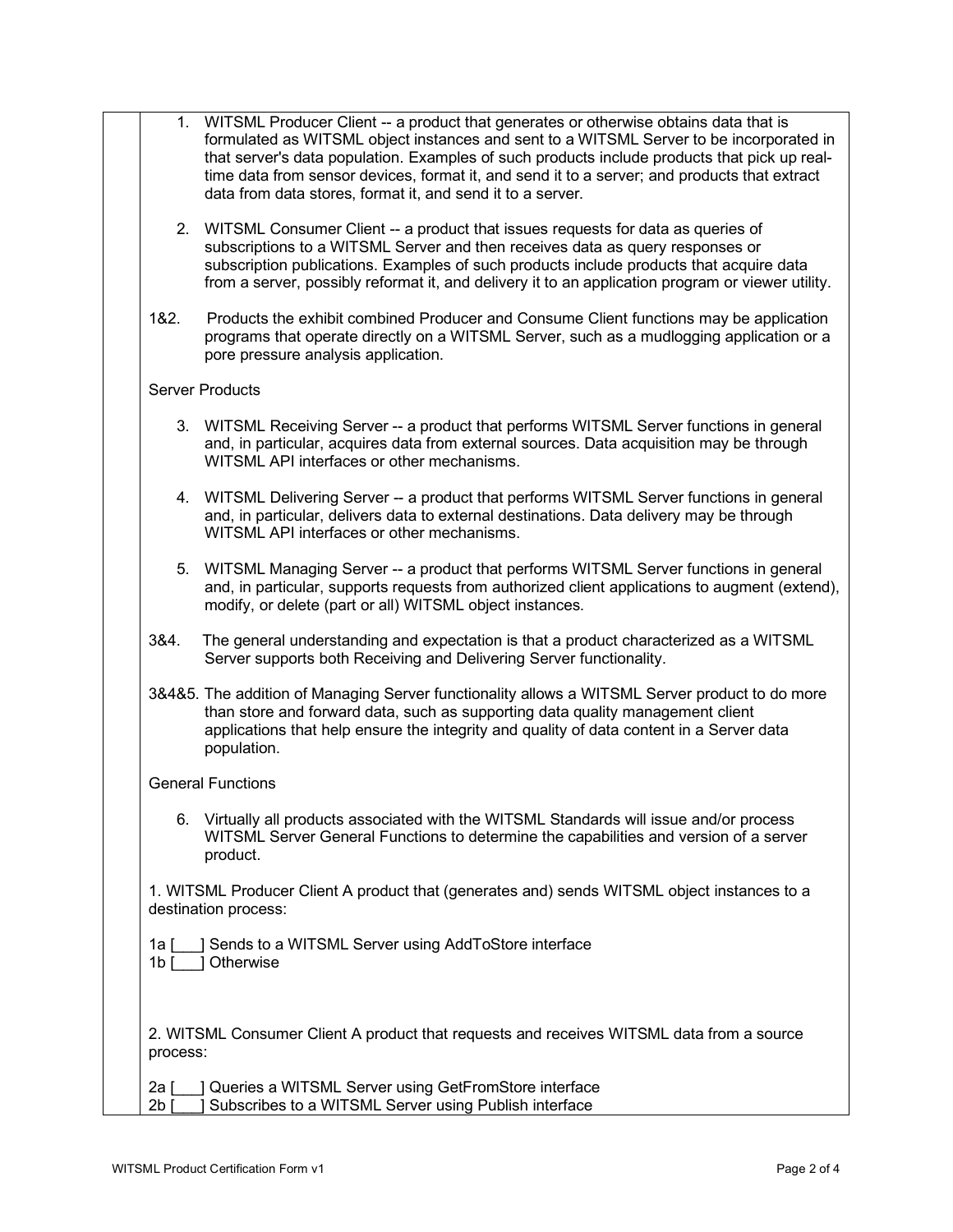1. WITSML Producer Client -- a product that generates or otherwise obtains data that is formulated as WITSML object instances and sent to a WITSML Server to be incorporated in that server's data population. Examples of such products include products that pick up real-time data from sensor devices, format it, and send it to a server; and products that extract data from data stores, format it, and send it to a server.

2. WITSML Consumer Client -- a product that issues requests for data as queries of subscriptions to a WITSML Server and then receives data as query responses or subscription publications. Examples of such products include products that acquire data from a server, possibly reformat it, and delivery it to an application program or viewer utility.

1&2. Products the exhibit combined Producer and Consume Client functions may be application programs that operate directly on a WITSML Server, such as a mudlogging application or a pore pressure analysis application.

Server Products

3. WITSML Receiving Server -- a product that performs WITSML Server functions in general and, in particular, acquires data from external sources. Data acquisition may be through WITSML API interfaces or other mechanisms.

4. WITSML Delivering Server -- a product that performs WITSML Server functions in general and, in particular, delivers data to external destinations. Data delivery may be through WITSML API interfaces or other mechanisms.

5. WITSML Managing Server -- a product that performs WITSML Server functions in general and, in particular, supports requests from authorized client applications to augment (extend), modify, or delete (part or all) WITSML object instances.

3&4. The general understanding and expectation is that a product characterized as a WITSML Server supports both Receiving and Delivering Server functionality.

3&4&5. The addition of Managing Server functionality allows a WITSML Server product to do more than store and forward data, such as supporting data quality management client applications that help ensure the integrity and quality of data content in a Server data population.

General Functions

6. Virtually all products associated with the WITSML Standards will issue and/or process WITSML Server General Functions to determine the capabilities and version of a server product.

1. WITSML Producer Client A product that (generates and) sends WITSML object instances to a destination process:

1a [___] Sends to a WITSML Server using AddToStore interface
1b [___] Otherwise

2. WITSML Consumer Client A product that requests and receives WITSML data from a source process:

2a [___] Queries a WITSML Server using GetFromStore interface
2b [___] Subscribes to a WITSML Server using Publish interface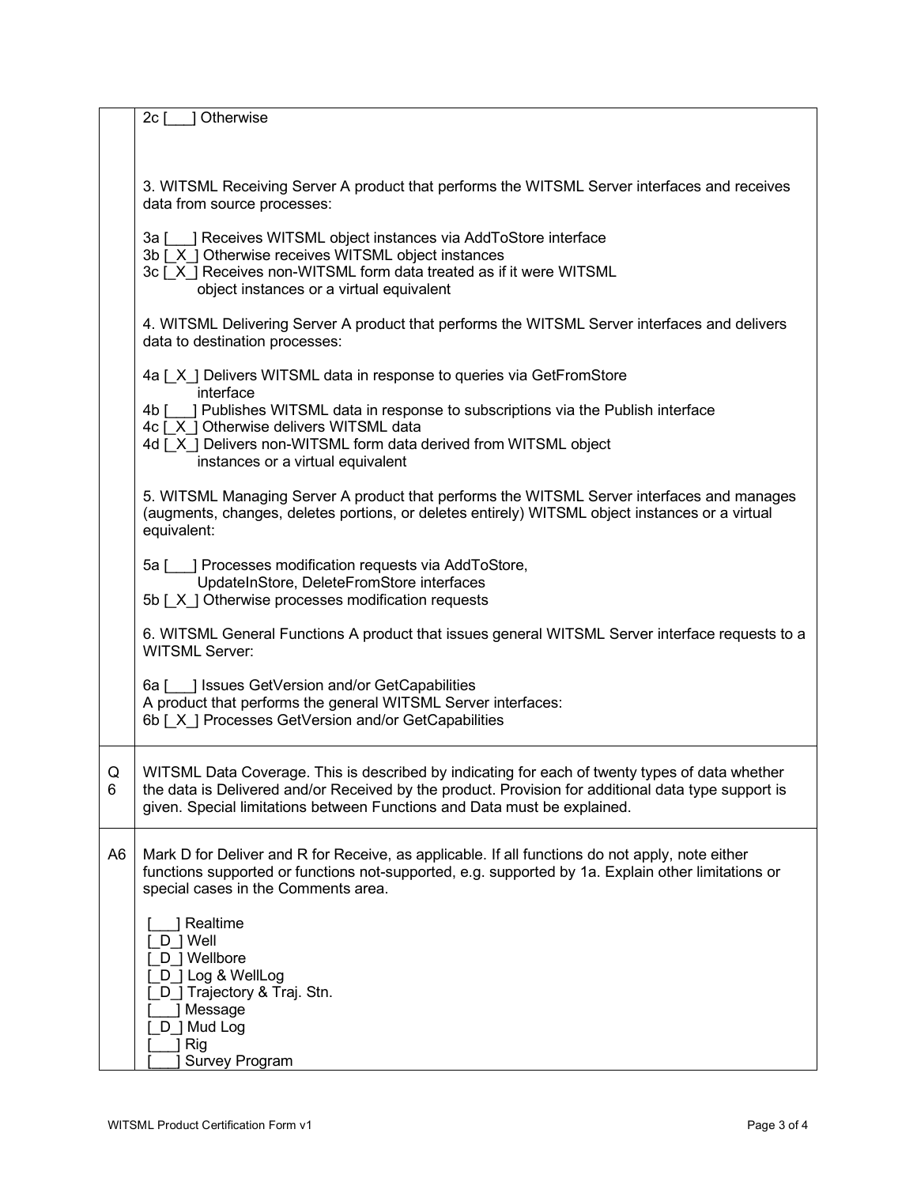| | |
|---|---|
| | 2c [___] Otherwise<br><br>3. WITSML Receiving Server A product that performs the WITSML Server interfaces and receives data from source processes:<br><br>3a [___] Receives WITSML object instances via AddToStore interface<br>3b [_X_] Otherwise receives WITSML object instances<br>3c [_X_] Receives non-WITSML form data treated as if it were WITSML object instances or a virtual equivalent<br><br>4. WITSML Delivering Server A product that performs the WITSML Server interfaces and delivers data to destination processes:<br><br>4a [_X_] Delivers WITSML data in response to queries via GetFromStore interface<br>4b [___] Publishes WITSML data in response to subscriptions via the Publish interface<br>4c [_X_] Otherwise delivers WITSML data<br>4d [_X_] Delivers non-WITSML form data derived from WITSML object instances or a virtual equivalent<br><br>5. WITSML Managing Server A product that performs the WITSML Server interfaces and manages (augments, changes, deletes portions, or deletes entirely) WITSML object instances or a virtual equivalent:<br><br>5a [___] Processes modification requests via AddToStore, UpdateInStore, DeleteFromStore interfaces<br>5b [_X_] Otherwise processes modification requests<br><br>6. WITSML General Functions A product that issues general WITSML Server interface requests to a WITSML Server:<br><br>6a [___] Issues GetVersion and/or GetCapabilities<br>A product that performs the general WITSML Server interfaces:<br>6b [_X_] Processes GetVersion and/or GetCapabilities |
| Q 6 | WITSML Data Coverage. This is described by indicating for each of twenty types of data whether the data is Delivered and/or Received by the product. Provision for additional data type support is given. Special limitations between Functions and Data must be explained. |
| A6 | Mark D for Deliver and R for Receive, as applicable. If all functions do not apply, note either functions supported or functions not-supported, e.g. supported by 1a. Explain other limitations or special cases in the Comments area.<br><br>[___] Realtime<br>[_D_] Well<br>[_D_] Wellbore<br>[_D_] Log & WellLog<br>[_D_] Trajectory & Traj. Stn.<br>[___] Message<br>[_D_] Mud Log<br>[___] Rig<br>[___] Survey Program |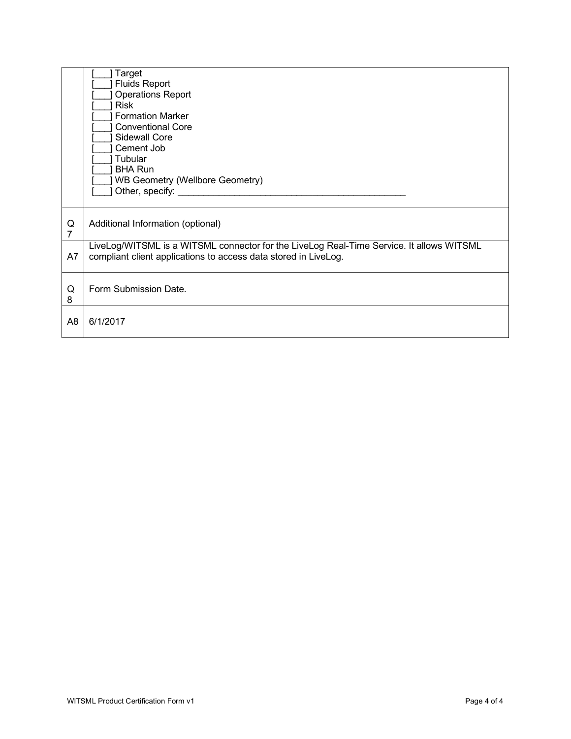| | |
|---|---|
| | [\_\_\_] Target<br>[\_\_\_] Fluids Report<br>[\_\_\_] Operations Report<br>[\_\_\_] Risk<br>[\_\_\_] Formation Marker<br>[\_\_\_] Conventional Core<br>[\_\_\_] Sidewall Core<br>[\_\_\_] Cement Job<br>[\_\_\_] Tubular<br>[\_\_\_] BHA Run<br>[\_\_\_] WB Geometry (Wellbore Geometry)<br>[\_\_\_] Other, specify: \_\_\_\_\_\_\_\_\_\_\_\_\_\_\_\_\_\_\_\_\_\_\_\_\_\_\_\_\_\_\_\_\_\_\_\_\_\_\_\_\_\_\_\_ |
| Q7 | Additional Information (optional) |
| A7 | LiveLog/WITSML is a WITSML connector for the LiveLog Real-Time Service. It allows WITSML compliant client applications to access data stored in LiveLog. |
| Q8 | Form Submission Date. |
| A8 | 6/1/2017 |